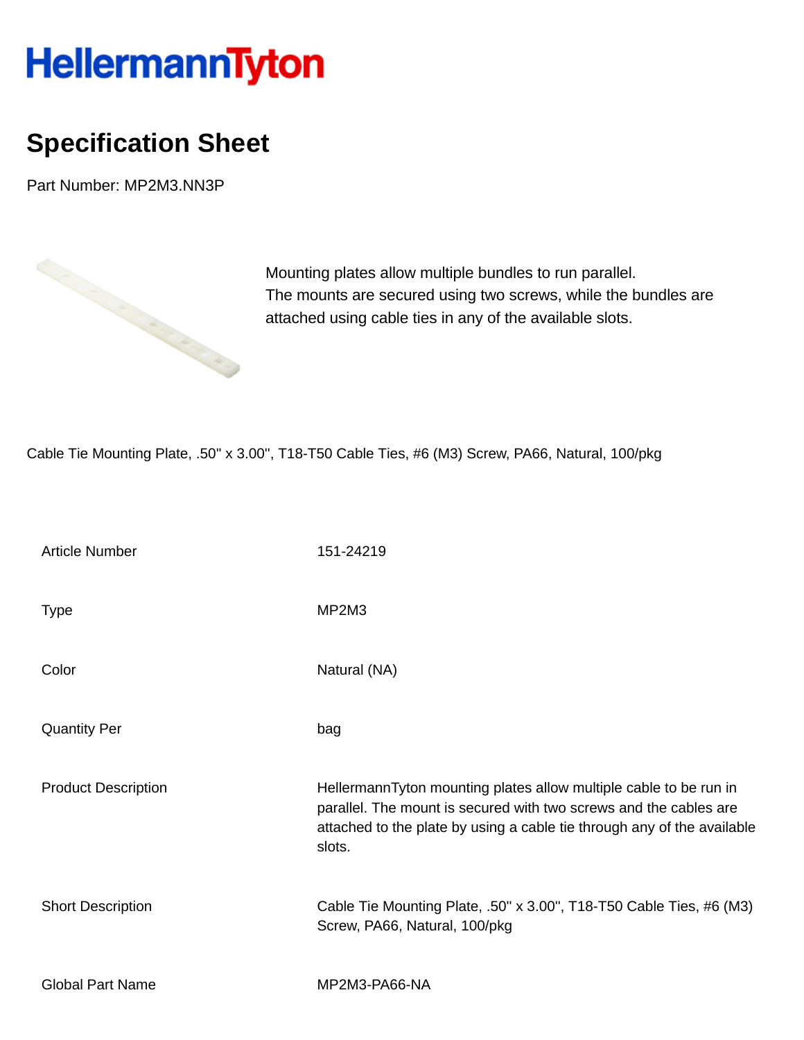HellermannTyton

# Specification Sheet

Part Number: MP2M3.NN3P

Mounting plates allow multiple bundles to run parallel.
The mounts are secured using two screws, while the bundles are attached using cable ties in any of the available slots.

Cable Tie Mounting Plate, .50" x 3.00", T18-T50 Cable Ties, #6 (M3) Screw, PA66, Natural, 100/pkg

| | |
|---|---|
| Article Number | 151-24219 |
| Type | MP2M3 |
| Color | Natural (NA) |
| Quantity Per | bag |
| Product Description | HellermannTyton mounting plates allow multiple cable to be run in parallel. The mount is secured with two screws and the cables are attached to the plate by using a cable tie through any of the available slots. |
| Short Description | Cable Tie Mounting Plate, .50" x 3.00", T18-T50 Cable Ties, #6 (M3) Screw, PA66, Natural, 100/pkg |
| Global Part Name | MP2M3-PA66-NA |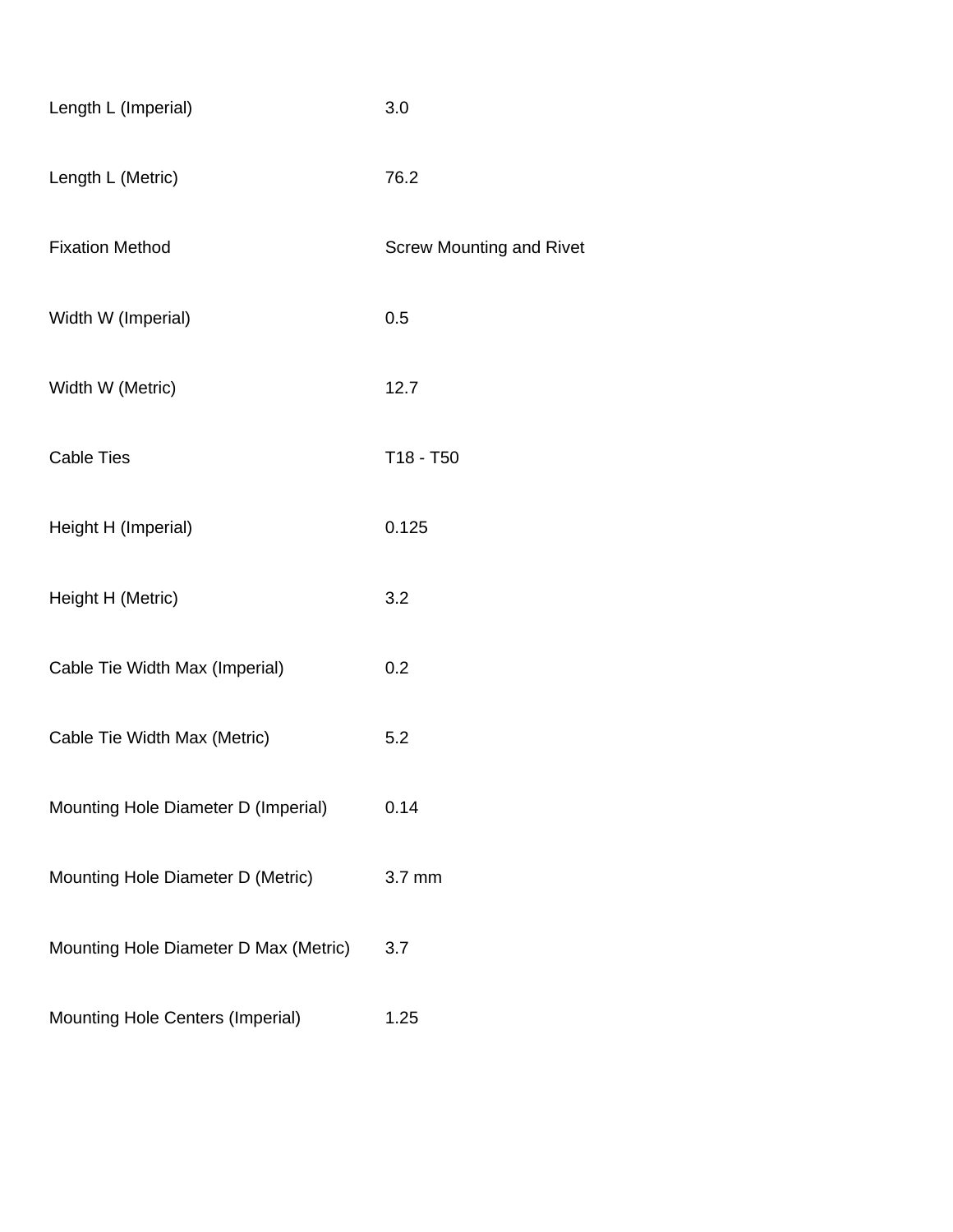| | |
|---|---|
| Length L (Imperial) | 3.0 |
| Length L (Metric) | 76.2 |
| Fixation Method | Screw Mounting and Rivet |
| Width W (Imperial) | 0.5 |
| Width W (Metric) | 12.7 |
| Cable Ties | T18 - T50 |
| Height H (Imperial) | 0.125 |
| Height H (Metric) | 3.2 |
| Cable Tie Width Max (Imperial) | 0.2 |
| Cable Tie Width Max (Metric) | 5.2 |
| Mounting Hole Diameter D (Imperial) | 0.14 |
| Mounting Hole Diameter D (Metric) | 3.7 mm |
| Mounting Hole Diameter D Max (Metric) | 3.7 |
| Mounting Hole Centers (Imperial) | 1.25 |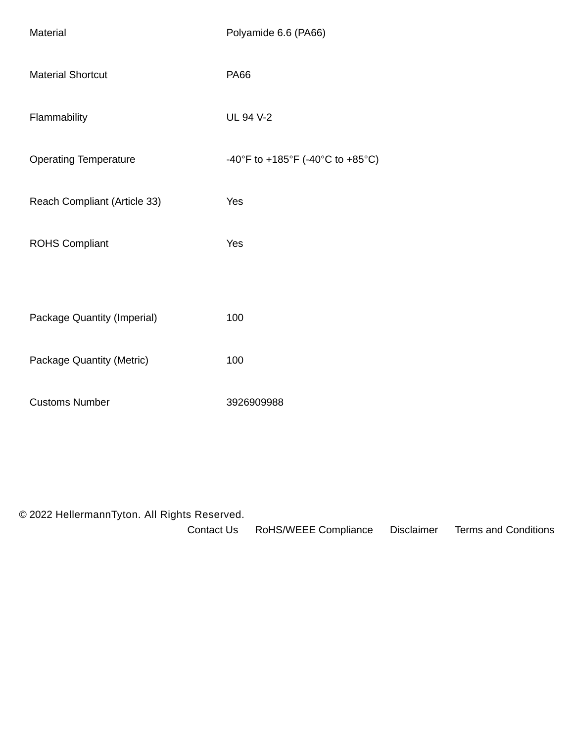| | |
|---|---|
| Material | Polyamide 6.6 (PA66) |
| Material Shortcut | PA66 |
| Flammability | UL 94 V-2 |
| Operating Temperature | -40°F to +185°F (-40°C to +85°C) |
| Reach Compliant (Article 33) | Yes |
| ROHS Compliant | Yes |

| | |
|---|---|
| Package Quantity (Imperial) | 100 |
| Package Quantity (Metric) | 100 |
| Customs Number | 3926909988 |

© 2022 HellermannTyton. All Rights Reserved.

Contact Us RoHS/WEEE Compliance Disclaimer Terms and Conditions